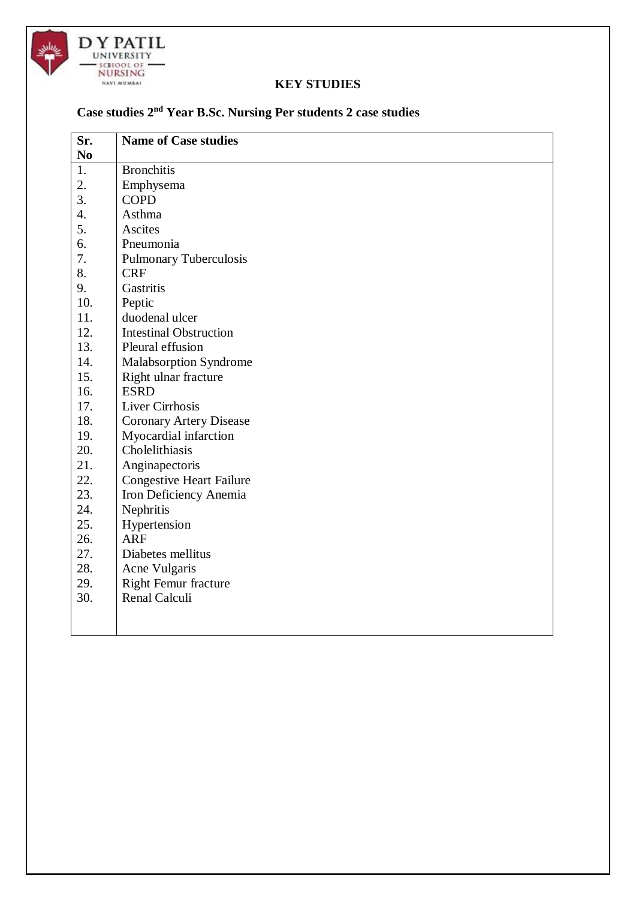D Y PATIL UNIVERSITY SCHOOL OF NURSING NAVI MUMBAI

## KEY STUDIES

### Case studies 2nd Year B.Sc. Nursing Per students 2 case studies

| Sr. No | Name of Case studies |
|---|---|
| 1. | Bronchitis |
| 2. | Emphysema |
| 3. | COPD |
| 4. | Asthma |
| 5. | Ascites |
| 6. | Pneumonia |
| 7. | Pulmonary Tuberculosis |
| 8. | CRF |
| 9. | Gastritis |
| 10. | Peptic |
| 11. | duodenal ulcer |
| 12. | Intestinal Obstruction |
| 13. | Pleural effusion |
| 14. | Malabsorption Syndrome |
| 15. | Right ulnar fracture |
| 16. | ESRD |
| 17. | Liver Cirrhosis |
| 18. | Coronary Artery Disease |
| 19. | Myocardial infarction |
| 20. | Cholelithiasis |
| 21. | Anginapectoris |
| 22. | Congestive Heart Failure |
| 23. | Iron Deficiency Anemia |
| 24. | Nephritis |
| 25. | Hypertension |
| 26. | ARF |
| 27. | Diabetes mellitus |
| 28. | Acne Vulgaris |
| 29. | Right Femur fracture |
| 30. | Renal Calculi |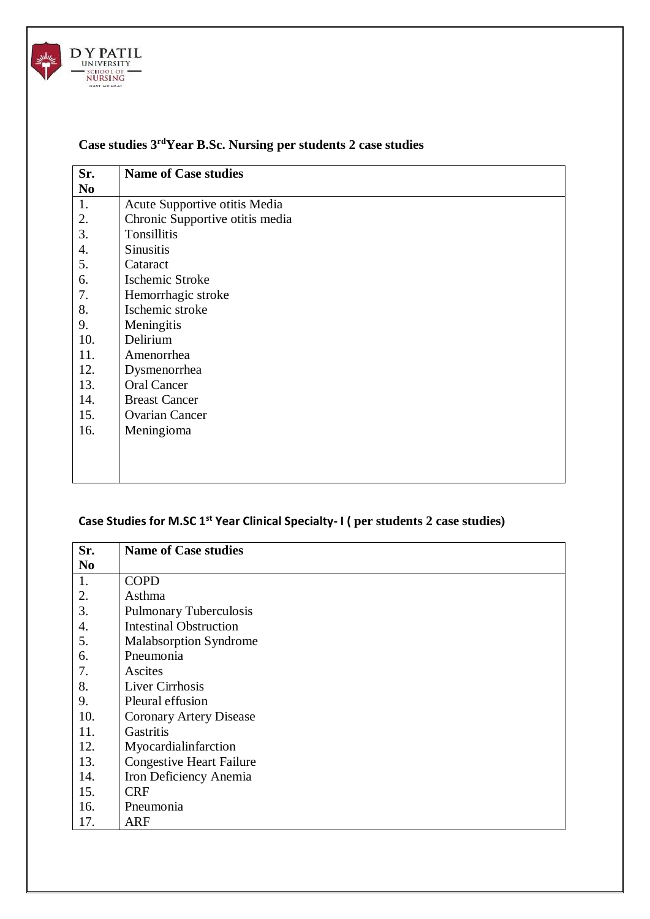### Case studies 3rd Year B.Sc. Nursing per students 2 case studies

| Sr. No | Name of Case studies |
|---|---|
| 1. | Acute Supportive otitis Media |
| 2. | Chronic Supportive otitis media |
| 3. | Tonsillitis |
| 4. | Sinusitis |
| 5. | Cataract |
| 6. | Ischemic Stroke |
| 7. | Hemorrhagic stroke |
| 8. | Ischemic stroke |
| 9. | Meningitis |
| 10. | Delirium |
| 11. | Amenorrhea |
| 12. | Dysmenorrhea |
| 13. | Oral Cancer |
| 14. | Breast Cancer |
| 15. | Ovarian Cancer |
| 16. | Meningioma |

### Case Studies for M.SC 1st Year Clinical Specialty- I ( per students 2 case studies)

| Sr. No | Name of Case studies |
|---|---|
| 1. | COPD |
| 2. | Asthma |
| 3. | Pulmonary Tuberculosis |
| 4. | Intestinal Obstruction |
| 5. | Malabsorption Syndrome |
| 6. | Pneumonia |
| 7. | Ascites |
| 8. | Liver Cirrhosis |
| 9. | Pleural effusion |
| 10. | Coronary Artery Disease |
| 11. | Gastritis |
| 12. | Myocardialinfarction |
| 13. | Congestive Heart Failure |
| 14. | Iron Deficiency Anemia |
| 15. | CRF |
| 16. | Pneumonia |
| 17. | ARF |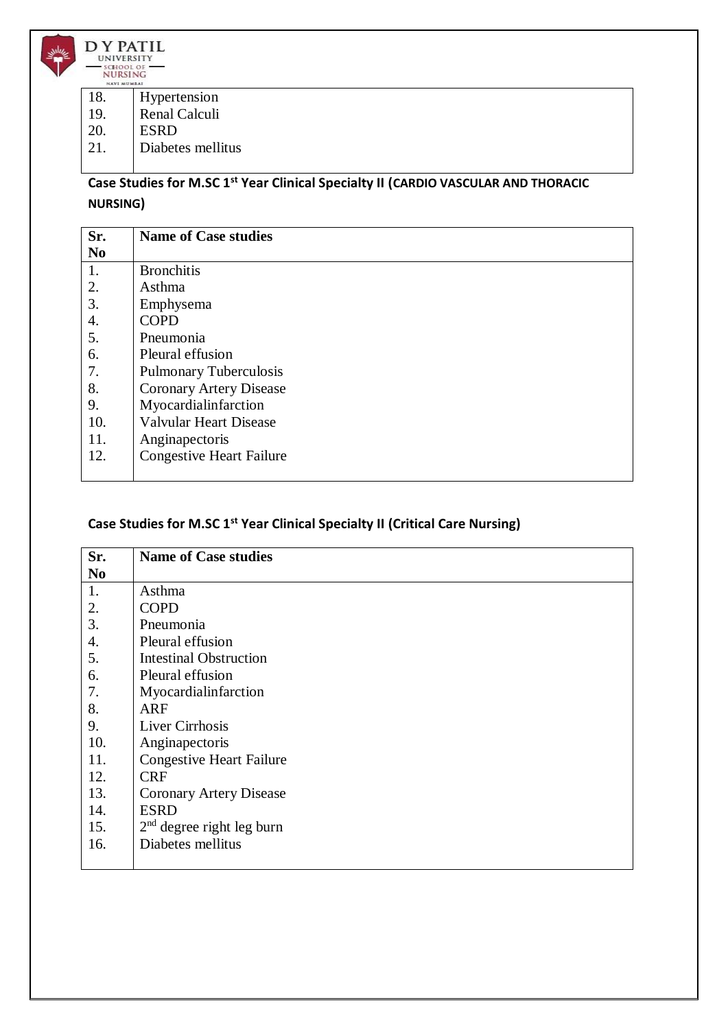| | |
|---|---|
| 18. | Hypertension |
| 19. | Renal Calculi |
| 20. | ESRD |
| 21. | Diabetes mellitus |

**Case Studies for M.SC 1st Year Clinical Specialty II (CARDIO VASCULAR AND THORACIC NURSING)**

| Sr. No | Name of Case studies |
|---|---|
| 1. | Bronchitis |
| 2. | Asthma |
| 3. | Emphysema |
| 4. | COPD |
| 5. | Pneumonia |
| 6. | Pleural effusion |
| 7. | Pulmonary Tuberculosis |
| 8. | Coronary Artery Disease |
| 9. | Myocardialinfarction |
| 10. | Valvular Heart Disease |
| 11. | Anginapectoris |
| 12. | Congestive Heart Failure |

**Case Studies for M.SC 1st Year Clinical Specialty II (Critical Care Nursing)**

| Sr. No | Name of Case studies |
|---|---|
| 1. | Asthma |
| 2. | COPD |
| 3. | Pneumonia |
| 4. | Pleural effusion |
| 5. | Intestinal Obstruction |
| 6. | Pleural effusion |
| 7. | Myocardialinfarction |
| 8. | ARF |
| 9. | Liver Cirrhosis |
| 10. | Anginapectoris |
| 11. | Congestive Heart Failure |
| 12. | CRF |
| 13. | Coronary Artery Disease |
| 14. | ESRD |
| 15. | 2nd degree right leg burn |
| 16. | Diabetes mellitus |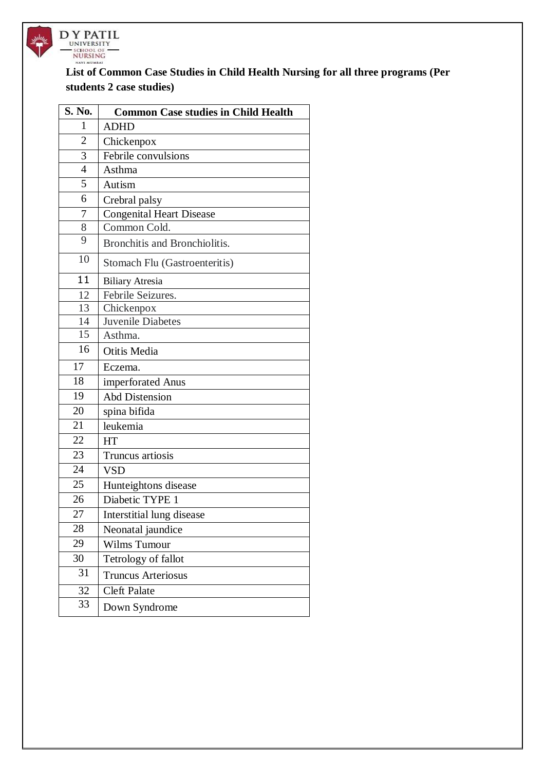**List of Common Case Studies in Child Health Nursing for all three programs (Per students 2 case studies)**

| S. No. | Common Case studies in Child Health |
|---|---|
| 1 | ADHD |
| 2 | Chickenpox |
| 3 | Febrile convulsions |
| 4 | Asthma |
| 5 | Autism |
| 6 | Crebral palsy |
| 7 | Congenital Heart Disease |
| 8 | Common Cold. |
| 9 | Bronchitis and Bronchiolitis. |
| 10 | Stomach Flu (Gastroenteritis) |
| 11 | Biliary Atresia |
| 12 | Febrile Seizures. |
| 13 | Chickenpox |
| 14 | Juvenile Diabetes |
| 15 | Asthma. |
| 16 | Otitis Media |
| 17 | Eczema. |
| 18 | imperforated Anus |
| 19 | Abd Distension |
| 20 | spina bifida |
| 21 | leukemia |
| 22 | HT |
| 23 | Truncus artiosis |
| 24 | VSD |
| 25 | Hunteightons disease |
| 26 | Diabetic TYPE 1 |
| 27 | Interstitial lung disease |
| 28 | Neonatal jaundice |
| 29 | Wilms Tumour |
| 30 | Tetrology of fallot |
| 31 | Truncus Arteriosus |
| 32 | Cleft Palate |
| 33 | Down Syndrome |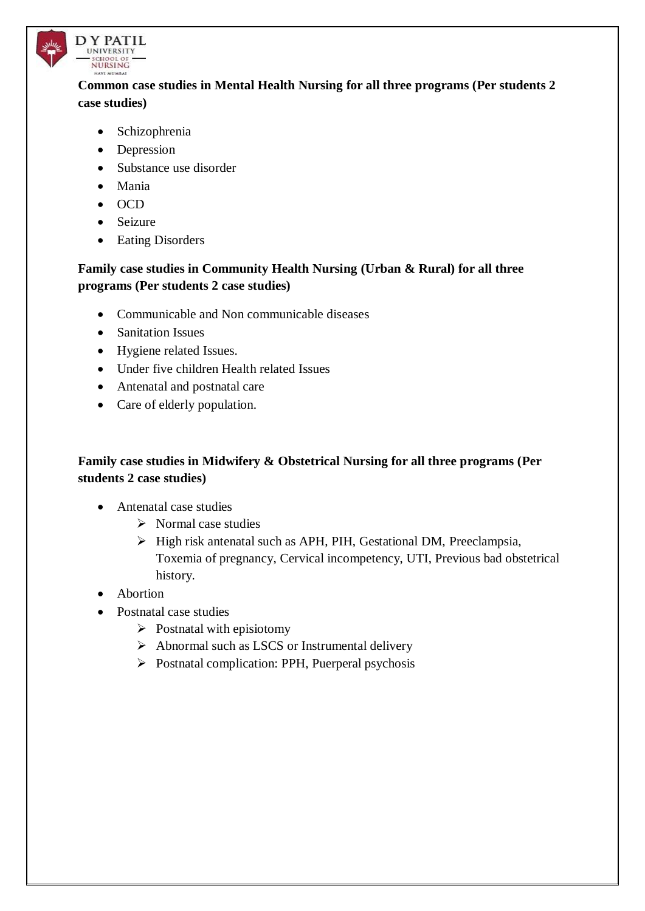**Common case studies in Mental Health Nursing for all three programs (Per students 2 case studies)**

- Schizophrenia
- Depression
- Substance use disorder
- Mania
- OCD
- Seizure
- Eating Disorders

**Family case studies in Community Health Nursing (Urban & Rural) for all three programs (Per students 2 case studies)**

- Communicable and Non communicable diseases
- Sanitation Issues
- Hygiene related Issues.
- Under five children Health related Issues
- Antenatal and postnatal care
- Care of elderly population.

**Family case studies in Midwifery & Obstetrical Nursing for all three programs (Per students 2 case studies)**

- Antenatal case studies
  - Normal case studies
  - High risk antenatal such as APH, PIH, Gestational DM, Preeclampsia, Toxemia of pregnancy, Cervical incompetency, UTI, Previous bad obstetrical history.
- Abortion
- Postnatal case studies
  - Postnatal with episiotomy
  - Abnormal such as LSCS or Instrumental delivery
  - Postnatal complication: PPH, Puerperal psychosis